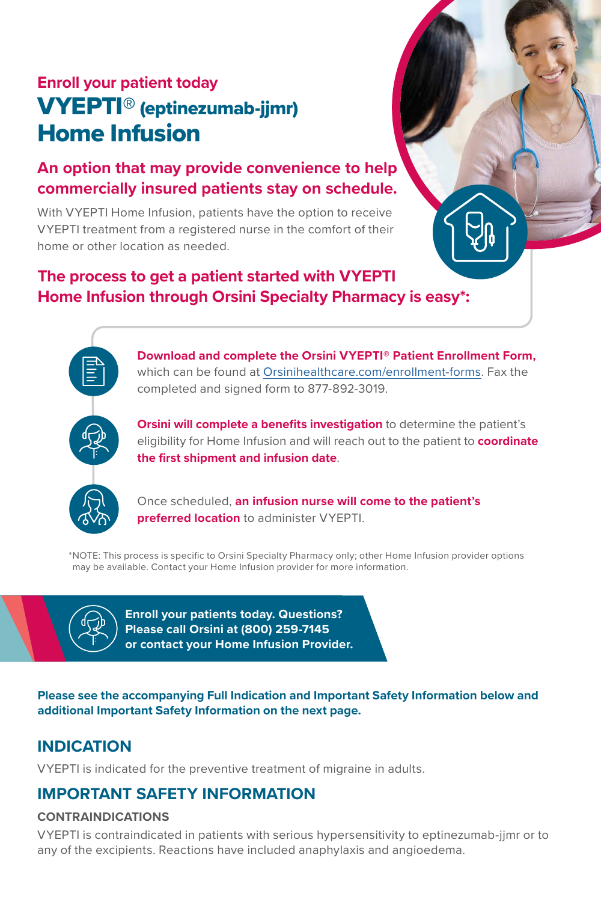Enroll your patient today

# VYEPTI® (eptinezumab-jjmr) Home Infusion

## An option that may provide convenience to help commercially insured patients stay on schedule.

With VYEPTI Home Infusion, patients have the option to receive VYEPTI treatment from a registered nurse in the comfort of their home or other location as needed.

## The process to get a patient started with VYEPTI Home Infusion through Orsini Specialty Pharmacy is easy*:

- **Download and complete the Orsini VYEPTI® Patient Enrollment Form,** which can be found at Orsinihealthcare.com/enrollment-forms. Fax the completed and signed form to 877-892-3019.
- **Orsini will complete a benefits investigation** to determine the patient's eligibility for Home Infusion and will reach out to the patient to **coordinate the first shipment and infusion date**.
- Once scheduled, **an infusion nurse will come to the patient's preferred location** to administer VYEPTI.

*NOTE: This process is specific to Orsini Specialty Pharmacy only; other Home Infusion provider options may be available. Contact your Home Infusion provider for more information.

**Enroll your patients today. Questions? Please call Orsini at (800) 259-7145 or contact your Home Infusion Provider.**

**Please see the accompanying Full Indication and Important Safety Information below and additional Important Safety Information on the next page.**

## INDICATION

VYEPTI is indicated for the preventive treatment of migraine in adults.

## IMPORTANT SAFETY INFORMATION

### CONTRAINDICATIONS

VYEPTI is contraindicated in patients with serious hypersensitivity to eptinezumab-jjmr or to any of the excipients. Reactions have included anaphylaxis and angioedema.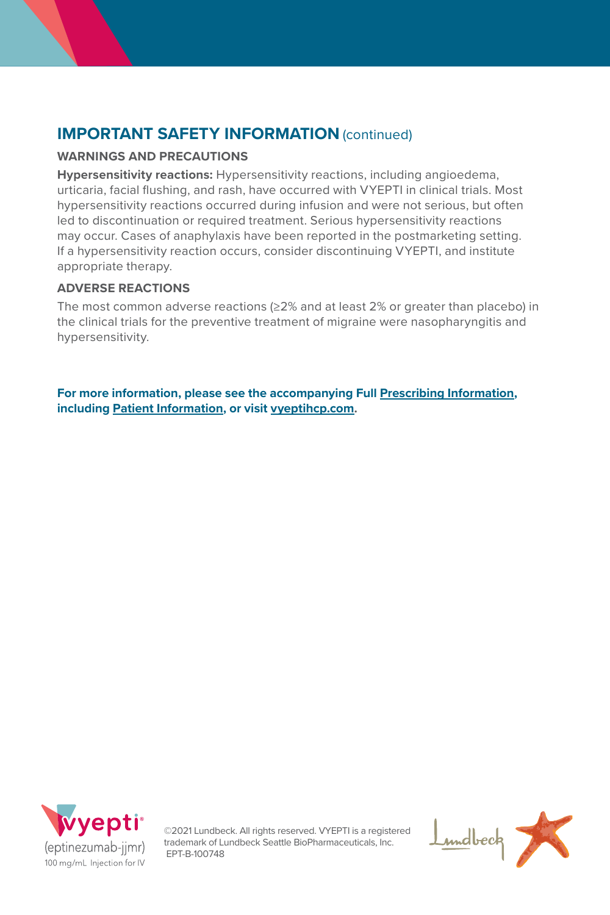## IMPORTANT SAFETY INFORMATION (continued)

### WARNINGS AND PRECAUTIONS

**Hypersensitivity reactions:** Hypersensitivity reactions, including angioedema, urticaria, facial flushing, and rash, have occurred with VYEPTI in clinical trials. Most hypersensitivity reactions occurred during infusion and were not serious, but often led to discontinuation or required treatment. Serious hypersensitivity reactions may occur. Cases of anaphylaxis have been reported in the postmarketing setting. If a hypersensitivity reaction occurs, consider discontinuing VYEPTI, and institute appropriate therapy.

### ADVERSE REACTIONS

The most common adverse reactions (≥2% and at least 2% or greater than placebo) in the clinical trials for the preventive treatment of migraine were nasopharyngitis and hypersensitivity.

**For more information, please see the accompanying Full Prescribing Information, including Patient Information, or visit vyeptihcp.com.**

vyepti® (eptinezumab-jjmr) 100 mg/mL Injection for IV

©2021 Lundbeck. All rights reserved. VYEPTI is a registered trademark of Lundbeck Seattle BioPharmaceuticals, Inc. EPT-B-100748

Lundbeck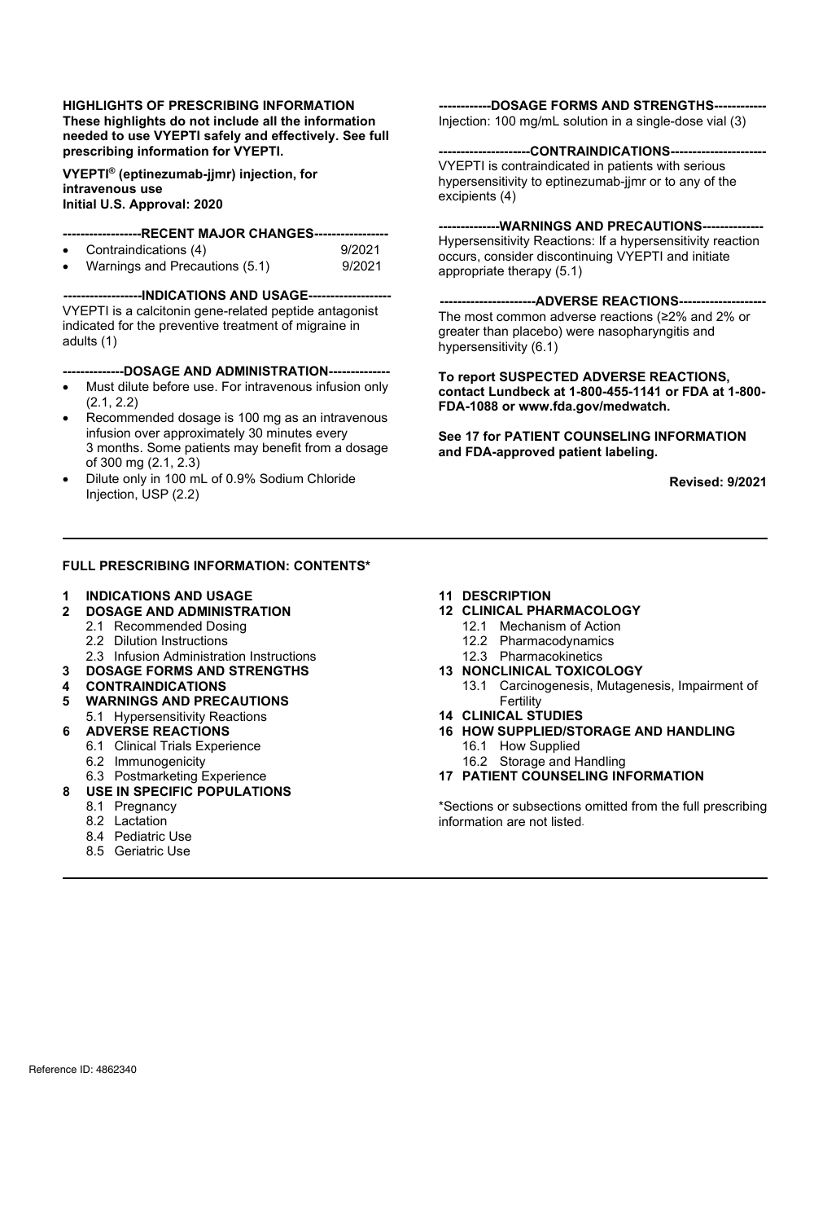**HIGHLIGHTS OF PRESCRIBING INFORMATION**
**These highlights do not include all the information needed to use VYEPTI safely and effectively. See full prescribing information for VYEPTI.**

**VYEPTI® (eptinezumab-jjmr) injection, for intravenous use**
**Initial U.S. Approval: 2020**

**------------------RECENT MAJOR CHANGES-----------------**

- Contraindications (4) 9/2021
- Warnings and Precautions (5.1) 9/2021

**------------------INDICATIONS AND USAGE-------------------**

VYEPTI is a calcitonin gene-related peptide antagonist indicated for the preventive treatment of migraine in adults (1)

**--------------DOSAGE AND ADMINISTRATION--------------**

- Must dilute before use. For intravenous infusion only (2.1, 2.2)
- Recommended dosage is 100 mg as an intravenous infusion over approximately 30 minutes every 3 months. Some patients may benefit from a dosage of 300 mg (2.1, 2.3)
- Dilute only in 100 mL of 0.9% Sodium Chloride Injection, USP (2.2)

**------------DOSAGE FORMS AND STRENGTHS------------**

Injection: 100 mg/mL solution in a single-dose vial (3)

**---------------------CONTRAINDICATIONS----------------------**

VYEPTI is contraindicated in patients with serious hypersensitivity to eptinezumab-jjmr or to any of the excipients (4)

**--------------WARNINGS AND PRECAUTIONS--------------**

Hypersensitivity Reactions: If a hypersensitivity reaction occurs, consider discontinuing VYEPTI and initiate appropriate therapy (5.1)

**----------------------ADVERSE REACTIONS--------------------**

The most common adverse reactions (≥2% and 2% or greater than placebo) were nasopharyngitis and hypersensitivity (6.1)

**To report SUSPECTED ADVERSE REACTIONS, contact Lundbeck at 1-800-455-1141 or FDA at 1-800-FDA-1088 or www.fda.gov/medwatch.**

**See 17 for PATIENT COUNSELING INFORMATION and FDA-approved patient labeling.**

**Revised: 9/2021**

---

**FULL PRESCRIBING INFORMATION: CONTENTS***

**1 INDICATIONS AND USAGE**
**2 DOSAGE AND ADMINISTRATION**
 2.1 Recommended Dosing
 2.2 Dilution Instructions
 2.3 Infusion Administration Instructions
**3 DOSAGE FORMS AND STRENGTHS**
**4 CONTRAINDICATIONS**
**5 WARNINGS AND PRECAUTIONS**
 5.1 Hypersensitivity Reactions
**6 ADVERSE REACTIONS**
 6.1 Clinical Trials Experience
 6.2 Immunogenicity
 6.3 Postmarketing Experience
**8 USE IN SPECIFIC POPULATIONS**
 8.1 Pregnancy
 8.2 Lactation
 8.4 Pediatric Use
 8.5 Geriatric Use
**11 DESCRIPTION**
**12 CLINICAL PHARMACOLOGY**
 12.1 Mechanism of Action
 12.2 Pharmacodynamics
 12.3 Pharmacokinetics
**13 NONCLINICAL TOXICOLOGY**
 13.1 Carcinogenesis, Mutagenesis, Impairment of Fertility
**14 CLINICAL STUDIES**
**16 HOW SUPPLIED/STORAGE AND HANDLING**
 16.1 How Supplied
 16.2 Storage and Handling
**17 PATIENT COUNSELING INFORMATION**

*Sections or subsections omitted from the full prescribing information are not listed.

Reference ID: 4862340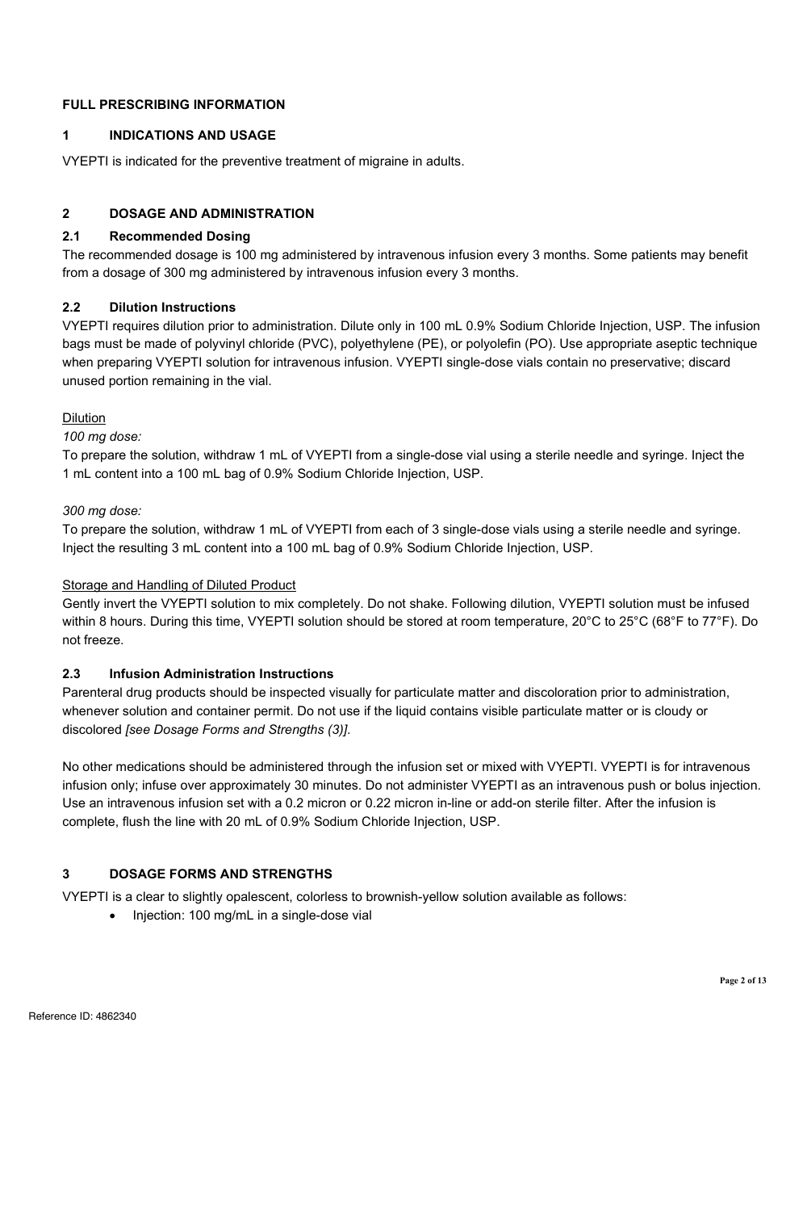## FULL PRESCRIBING INFORMATION

## 1 INDICATIONS AND USAGE

VYEPTI is indicated for the preventive treatment of migraine in adults.

## 2 DOSAGE AND ADMINISTRATION

### 2.1 Recommended Dosing

The recommended dosage is 100 mg administered by intravenous infusion every 3 months. Some patients may benefit from a dosage of 300 mg administered by intravenous infusion every 3 months.

### 2.2 Dilution Instructions

VYEPTI requires dilution prior to administration. Dilute only in 100 mL 0.9% Sodium Chloride Injection, USP. The infusion bags must be made of polyvinyl chloride (PVC), polyethylene (PE), or polyolefin (PO). Use appropriate aseptic technique when preparing VYEPTI solution for intravenous infusion. VYEPTI single-dose vials contain no preservative; discard unused portion remaining in the vial.

Dilution

*100 mg dose:*

To prepare the solution, withdraw 1 mL of VYEPTI from a single-dose vial using a sterile needle and syringe. Inject the 1 mL content into a 100 mL bag of 0.9% Sodium Chloride Injection, USP.

*300 mg dose:*

To prepare the solution, withdraw 1 mL of VYEPTI from each of 3 single-dose vials using a sterile needle and syringe. Inject the resulting 3 mL content into a 100 mL bag of 0.9% Sodium Chloride Injection, USP.

Storage and Handling of Diluted Product

Gently invert the VYEPTI solution to mix completely. Do not shake. Following dilution, VYEPTI solution must be infused within 8 hours. During this time, VYEPTI solution should be stored at room temperature, 20°C to 25°C (68°F to 77°F). Do not freeze.

### 2.3 Infusion Administration Instructions

Parenteral drug products should be inspected visually for particulate matter and discoloration prior to administration, whenever solution and container permit. Do not use if the liquid contains visible particulate matter or is cloudy or discolored *[see Dosage Forms and Strengths (3)]*.

No other medications should be administered through the infusion set or mixed with VYEPTI. VYEPTI is for intravenous infusion only; infuse over approximately 30 minutes. Do not administer VYEPTI as an intravenous push or bolus injection. Use an intravenous infusion set with a 0.2 micron or 0.22 micron in-line or add-on sterile filter. After the infusion is complete, flush the line with 20 mL of 0.9% Sodium Chloride Injection, USP.

## 3 DOSAGE FORMS AND STRENGTHS

VYEPTI is a clear to slightly opalescent, colorless to brownish-yellow solution available as follows:

- Injection: 100 mg/mL in a single-dose vial

Reference ID: 4862340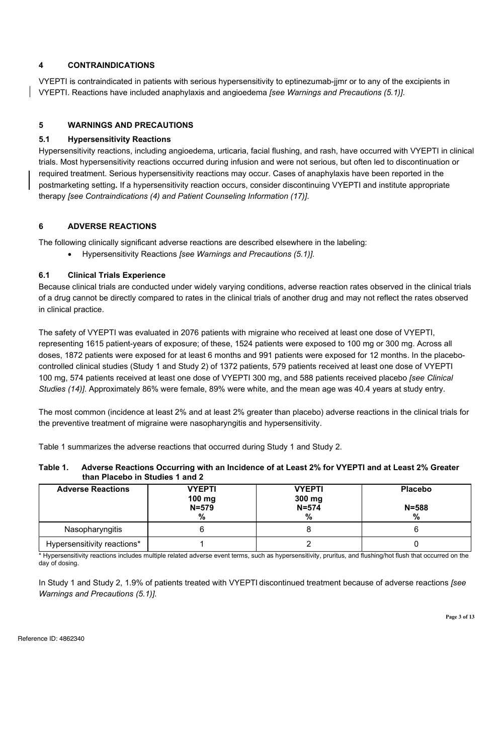## 4 CONTRAINDICATIONS

VYEPTI is contraindicated in patients with serious hypersensitivity to eptinezumab-jjmr or to any of the excipients in VYEPTI. Reactions have included anaphylaxis and angioedema *[see Warnings and Precautions (5.1)]*.

## 5 WARNINGS AND PRECAUTIONS

### 5.1 Hypersensitivity Reactions

Hypersensitivity reactions, including angioedema, urticaria, facial flushing, and rash, have occurred with VYEPTI in clinical trials. Most hypersensitivity reactions occurred during infusion and were not serious, but often led to discontinuation or required treatment. Serious hypersensitivity reactions may occur. Cases of anaphylaxis have been reported in the postmarketing setting. If a hypersensitivity reaction occurs, consider discontinuing VYEPTI and institute appropriate therapy *[see Contraindications (4) and Patient Counseling Information (17)]*.

## 6 ADVERSE REACTIONS

The following clinically significant adverse reactions are described elsewhere in the labeling:

- Hypersensitivity Reactions *[see Warnings and Precautions (5.1)]*.

### 6.1 Clinical Trials Experience

Because clinical trials are conducted under widely varying conditions, adverse reaction rates observed in the clinical trials of a drug cannot be directly compared to rates in the clinical trials of another drug and may not reflect the rates observed in clinical practice.

The safety of VYEPTI was evaluated in 2076 patients with migraine who received at least one dose of VYEPTI, representing 1615 patient-years of exposure; of these, 1524 patients were exposed to 100 mg or 300 mg. Across all doses, 1872 patients were exposed for at least 6 months and 991 patients were exposed for 12 months. In the placebo-controlled clinical studies (Study 1 and Study 2) of 1372 patients, 579 patients received at least one dose of VYEPTI 100 mg, 574 patients received at least one dose of VYEPTI 300 mg, and 588 patients received placebo *[see Clinical Studies (14)]*. Approximately 86% were female, 89% were white, and the mean age was 40.4 years at study entry.

The most common (incidence at least 2% and at least 2% greater than placebo) adverse reactions in the clinical trials for the preventive treatment of migraine were nasopharyngitis and hypersensitivity.

Table 1 summarizes the adverse reactions that occurred during Study 1 and Study 2.

**Table 1. Adverse Reactions Occurring with an Incidence of at Least 2% for VYEPTI and at Least 2% Greater than Placebo in Studies 1 and 2**

| Adverse Reactions | VYEPTI 100 mg N=579 % | VYEPTI 300 mg N=574 % | Placebo N=588 % |
|---|---|---|---|
| Nasopharyngitis | 6 | 8 | 6 |
| Hypersensitivity reactions* | 1 | 2 | 0 |

\* Hypersensitivity reactions includes multiple related adverse event terms, such as hypersensitivity, pruritus, and flushing/hot flush that occurred on the day of dosing.

In Study 1 and Study 2, 1.9% of patients treated with VYEPTI discontinued treatment because of adverse reactions *[see Warnings and Precautions (5.1)]*.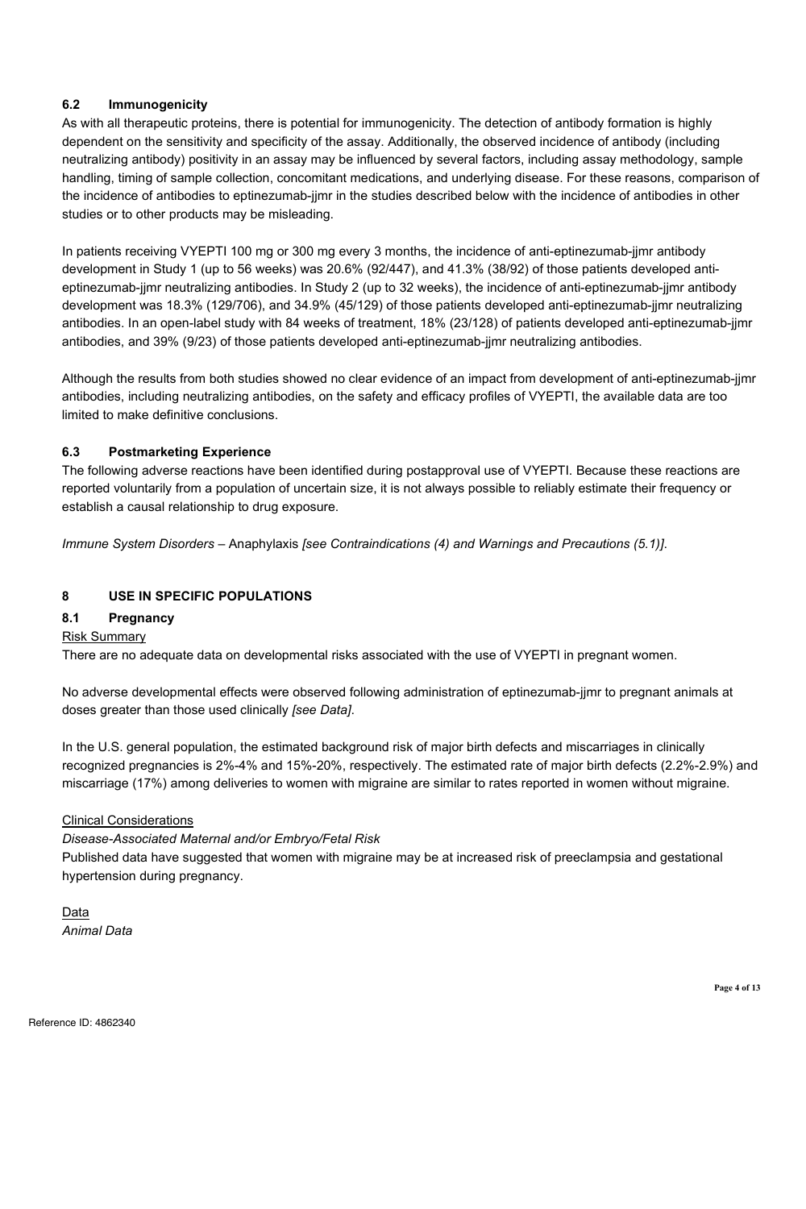### 6.2 Immunogenicity

As with all therapeutic proteins, there is potential for immunogenicity. The detection of antibody formation is highly dependent on the sensitivity and specificity of the assay. Additionally, the observed incidence of antibody (including neutralizing antibody) positivity in an assay may be influenced by several factors, including assay methodology, sample handling, timing of sample collection, concomitant medications, and underlying disease. For these reasons, comparison of the incidence of antibodies to eptinezumab-jjmr in the studies described below with the incidence of antibodies in other studies or to other products may be misleading.

In patients receiving VYEPTI 100 mg or 300 mg every 3 months, the incidence of anti-eptinezumab-jjmr antibody development in Study 1 (up to 56 weeks) was 20.6% (92/447), and 41.3% (38/92) of those patients developed anti-eptinezumab-jjmr neutralizing antibodies. In Study 2 (up to 32 weeks), the incidence of anti-eptinezumab-jjmr antibody development was 18.3% (129/706), and 34.9% (45/129) of those patients developed anti-eptinezumab-jjmr neutralizing antibodies. In an open-label study with 84 weeks of treatment, 18% (23/128) of patients developed anti-eptinezumab-jjmr antibodies, and 39% (9/23) of those patients developed anti-eptinezumab-jjmr neutralizing antibodies.

Although the results from both studies showed no clear evidence of an impact from development of anti-eptinezumab-jjmr antibodies, including neutralizing antibodies, on the safety and efficacy profiles of VYEPTI, the available data are too limited to make definitive conclusions.

### 6.3 Postmarketing Experience

The following adverse reactions have been identified during postapproval use of VYEPTI. Because these reactions are reported voluntarily from a population of uncertain size, it is not always possible to reliably estimate their frequency or establish a causal relationship to drug exposure.

*Immune System Disorders* – Anaphylaxis *[see Contraindications (4) and Warnings and Precautions (5.1)]*.

## 8 USE IN SPECIFIC POPULATIONS

### 8.1 Pregnancy

Risk Summary

There are no adequate data on developmental risks associated with the use of VYEPTI in pregnant women.

No adverse developmental effects were observed following administration of eptinezumab-jjmr to pregnant animals at doses greater than those used clinically *[see Data]*.

In the U.S. general population, the estimated background risk of major birth defects and miscarriages in clinically recognized pregnancies is 2%-4% and 15%-20%, respectively. The estimated rate of major birth defects (2.2%-2.9%) and miscarriage (17%) among deliveries to women with migraine are similar to rates reported in women without migraine.

Clinical Considerations

*Disease-Associated Maternal and/or Embryo/Fetal Risk*

Published data have suggested that women with migraine may be at increased risk of preeclampsia and gestational hypertension during pregnancy.

Data

*Animal Data*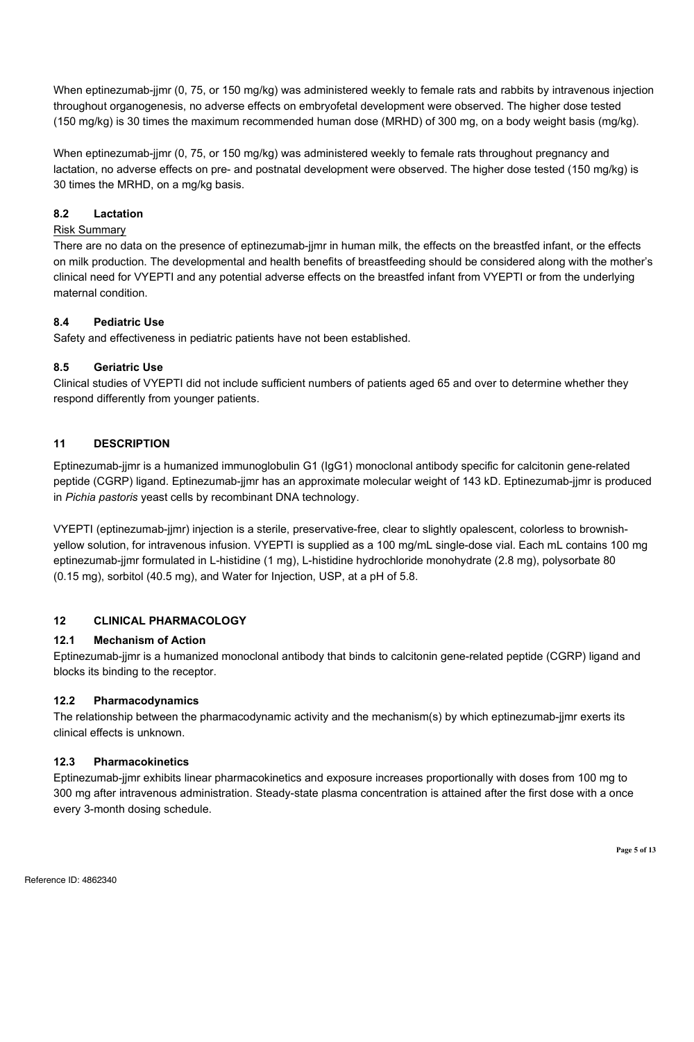When eptinezumab-jjmr (0, 75, or 150 mg/kg) was administered weekly to female rats and rabbits by intravenous injection throughout organogenesis, no adverse effects on embryofetal development were observed. The higher dose tested (150 mg/kg) is 30 times the maximum recommended human dose (MRHD) of 300 mg, on a body weight basis (mg/kg).

When eptinezumab-jjmr (0, 75, or 150 mg/kg) was administered weekly to female rats throughout pregnancy and lactation, no adverse effects on pre- and postnatal development were observed. The higher dose tested (150 mg/kg) is 30 times the MRHD, on a mg/kg basis.

### 8.2 Lactation

Risk Summary

There are no data on the presence of eptinezumab-jjmr in human milk, the effects on the breastfed infant, or the effects on milk production. The developmental and health benefits of breastfeeding should be considered along with the mother's clinical need for VYEPTI and any potential adverse effects on the breastfed infant from VYEPTI or from the underlying maternal condition.

### 8.4 Pediatric Use

Safety and effectiveness in pediatric patients have not been established.

### 8.5 Geriatric Use

Clinical studies of VYEPTI did not include sufficient numbers of patients aged 65 and over to determine whether they respond differently from younger patients.

## 11 DESCRIPTION

Eptinezumab-jjmr is a humanized immunoglobulin G1 (IgG1) monoclonal antibody specific for calcitonin gene-related peptide (CGRP) ligand. Eptinezumab-jjmr has an approximate molecular weight of 143 kD. Eptinezumab-jjmr is produced in *Pichia pastoris* yeast cells by recombinant DNA technology.

VYEPTI (eptinezumab-jjmr) injection is a sterile, preservative-free, clear to slightly opalescent, colorless to brownish-yellow solution, for intravenous infusion. VYEPTI is supplied as a 100 mg/mL single-dose vial. Each mL contains 100 mg eptinezumab-jjmr formulated in L-histidine (1 mg), L-histidine hydrochloride monohydrate (2.8 mg), polysorbate 80 (0.15 mg), sorbitol (40.5 mg), and Water for Injection, USP, at a pH of 5.8.

## 12 CLINICAL PHARMACOLOGY

### 12.1 Mechanism of Action

Eptinezumab-jjmr is a humanized monoclonal antibody that binds to calcitonin gene-related peptide (CGRP) ligand and blocks its binding to the receptor.

### 12.2 Pharmacodynamics

The relationship between the pharmacodynamic activity and the mechanism(s) by which eptinezumab-jjmr exerts its clinical effects is unknown.

### 12.3 Pharmacokinetics

Eptinezumab-jjmr exhibits linear pharmacokinetics and exposure increases proportionally with doses from 100 mg to 300 mg after intravenous administration. Steady-state plasma concentration is attained after the first dose with a once every 3-month dosing schedule.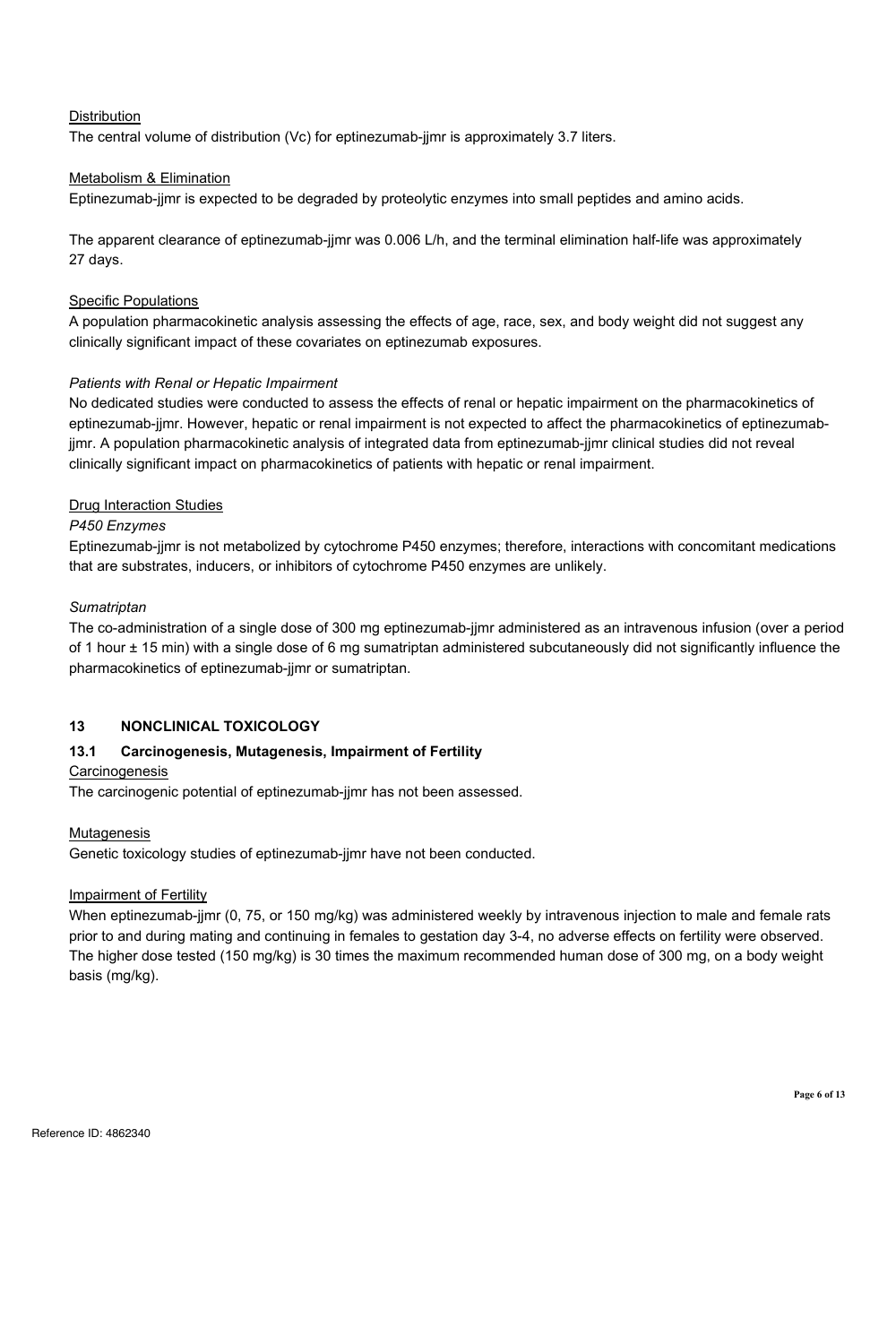Distribution

The central volume of distribution (Vc) for eptinezumab-jjmr is approximately 3.7 liters.

Metabolism & Elimination

Eptinezumab-jjmr is expected to be degraded by proteolytic enzymes into small peptides and amino acids.

The apparent clearance of eptinezumab-jjmr was 0.006 L/h, and the terminal elimination half-life was approximately 27 days.

Specific Populations

A population pharmacokinetic analysis assessing the effects of age, race, sex, and body weight did not suggest any clinically significant impact of these covariates on eptinezumab exposures.

*Patients with Renal or Hepatic Impairment*

No dedicated studies were conducted to assess the effects of renal or hepatic impairment on the pharmacokinetics of eptinezumab-jjmr. However, hepatic or renal impairment is not expected to affect the pharmacokinetics of eptinezumab-jjmr. A population pharmacokinetic analysis of integrated data from eptinezumab-jjmr clinical studies did not reveal clinically significant impact on pharmacokinetics of patients with hepatic or renal impairment.

Drug Interaction Studies

*P450 Enzymes*

Eptinezumab-jjmr is not metabolized by cytochrome P450 enzymes; therefore, interactions with concomitant medications that are substrates, inducers, or inhibitors of cytochrome P450 enzymes are unlikely.

*Sumatriptan*

The co-administration of a single dose of 300 mg eptinezumab-jjmr administered as an intravenous infusion (over a period of 1 hour ± 15 min) with a single dose of 6 mg sumatriptan administered subcutaneously did not significantly influence the pharmacokinetics of eptinezumab-jjmr or sumatriptan.

## 13 NONCLINICAL TOXICOLOGY

### 13.1 Carcinogenesis, Mutagenesis, Impairment of Fertility

Carcinogenesis

The carcinogenic potential of eptinezumab-jjmr has not been assessed.

Mutagenesis

Genetic toxicology studies of eptinezumab-jjmr have not been conducted.

Impairment of Fertility

When eptinezumab-jjmr (0, 75, or 150 mg/kg) was administered weekly by intravenous injection to male and female rats prior to and during mating and continuing in females to gestation day 3-4, no adverse effects on fertility were observed. The higher dose tested (150 mg/kg) is 30 times the maximum recommended human dose of 300 mg, on a body weight basis (mg/kg).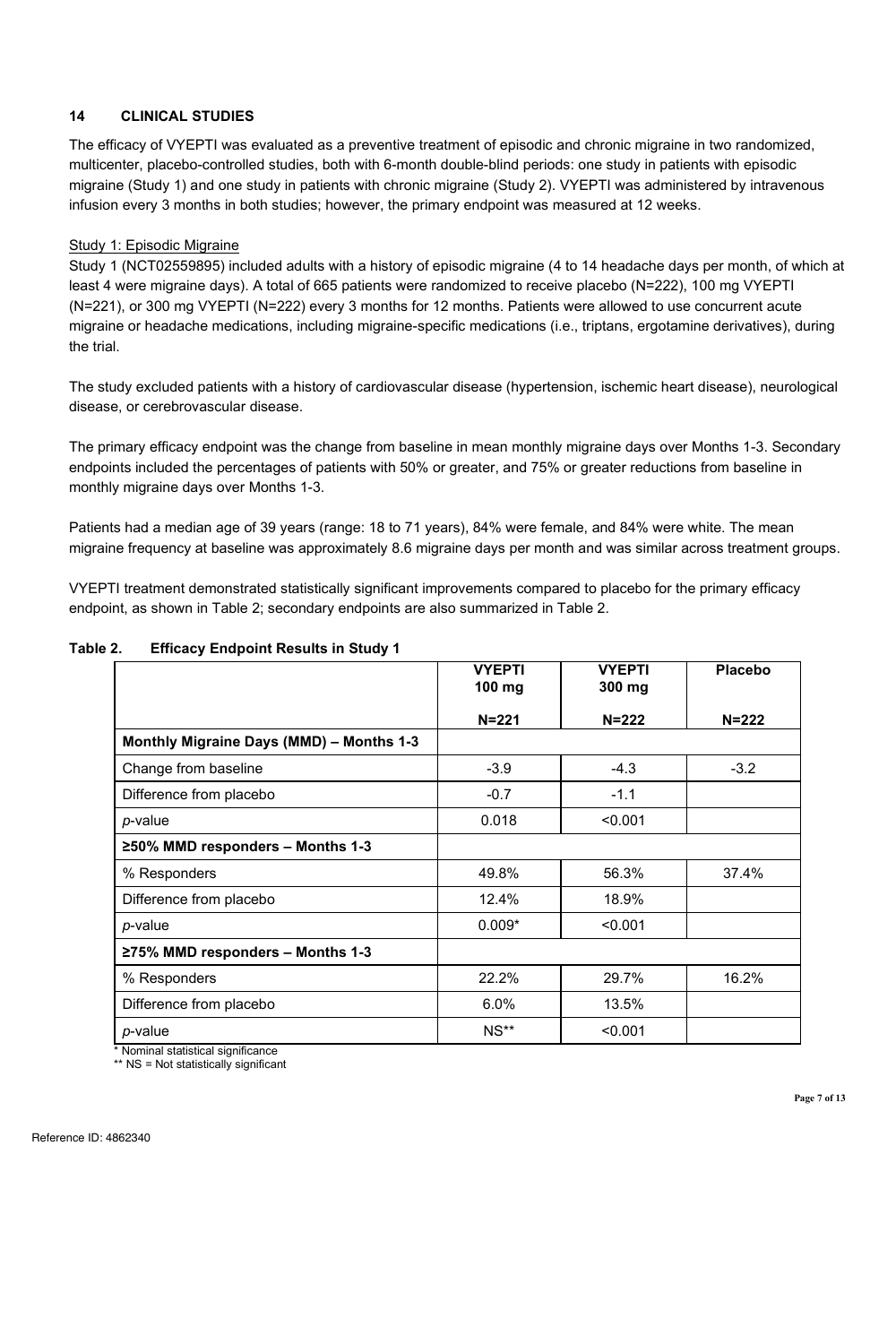## 14 CLINICAL STUDIES

The efficacy of VYEPTI was evaluated as a preventive treatment of episodic and chronic migraine in two randomized, multicenter, placebo-controlled studies, both with 6-month double-blind periods: one study in patients with episodic migraine (Study 1) and one study in patients with chronic migraine (Study 2). VYEPTI was administered by intravenous infusion every 3 months in both studies; however, the primary endpoint was measured at 12 weeks.

Study 1: Episodic Migraine

Study 1 (NCT02559895) included adults with a history of episodic migraine (4 to 14 headache days per month, of which at least 4 were migraine days). A total of 665 patients were randomized to receive placebo (N=222), 100 mg VYEPTI (N=221), or 300 mg VYEPTI (N=222) every 3 months for 12 months. Patients were allowed to use concurrent acute migraine or headache medications, including migraine-specific medications (i.e., triptans, ergotamine derivatives), during the trial.

The study excluded patients with a history of cardiovascular disease (hypertension, ischemic heart disease), neurological disease, or cerebrovascular disease.

The primary efficacy endpoint was the change from baseline in mean monthly migraine days over Months 1-3. Secondary endpoints included the percentages of patients with 50% or greater, and 75% or greater reductions from baseline in monthly migraine days over Months 1-3.

Patients had a median age of 39 years (range: 18 to 71 years), 84% were female, and 84% were white. The mean migraine frequency at baseline was approximately 8.6 migraine days per month and was similar across treatment groups.

VYEPTI treatment demonstrated statistically significant improvements compared to placebo for the primary efficacy endpoint, as shown in Table 2; secondary endpoints are also summarized in Table 2.

**Table 2. Efficacy Endpoint Results in Study 1**

| | VYEPTI 100 mg N=221 | VYEPTI 300 mg N=222 | Placebo N=222 |
|---|---|---|---|
| **Monthly Migraine Days (MMD) – Months 1-3** | | | |
| Change from baseline | -3.9 | -4.3 | -3.2 |
| Difference from placebo | -0.7 | -1.1 | |
| *p*-value | 0.018 | <0.001 | |
| **≥50% MMD responders – Months 1-3** | | | |
| % Responders | 49.8% | 56.3% | 37.4% |
| Difference from placebo | 12.4% | 18.9% | |
| *p*-value | 0.009* | <0.001 | |
| **≥75% MMD responders – Months 1-3** | | | |
| % Responders | 22.2% | 29.7% | 16.2% |
| Difference from placebo | 6.0% | 13.5% | |
| *p*-value | NS** | <0.001 | |

\* Nominal statistical significance

** NS = Not statistically significant

Reference ID: 4862340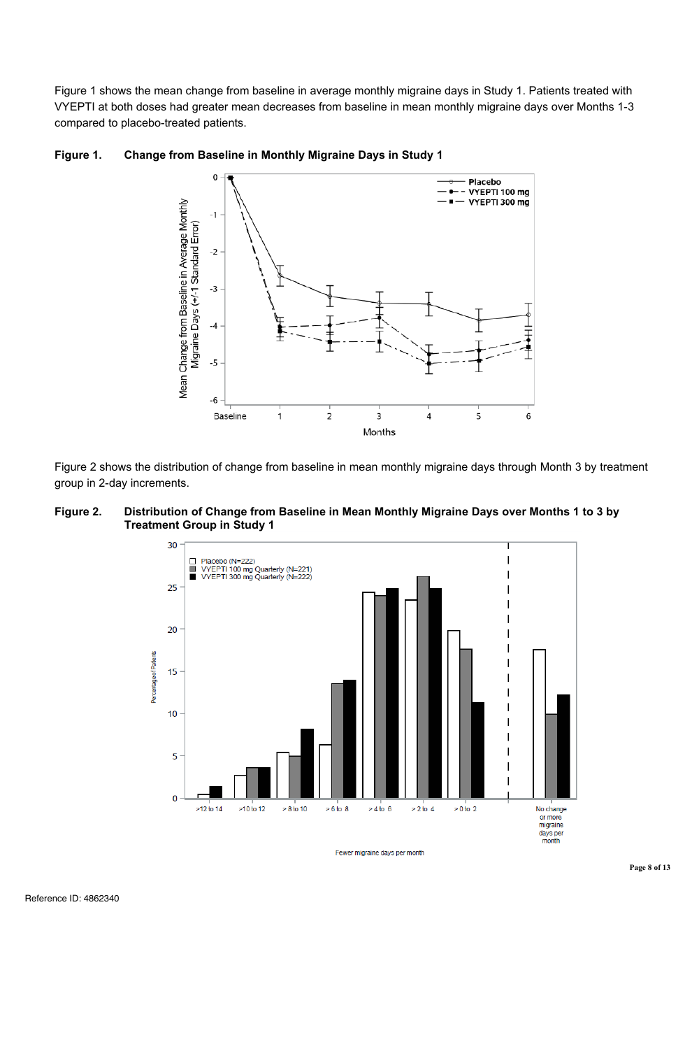Figure 1 shows the mean change from baseline in average monthly migraine days in Study 1. Patients treated with VYEPTI at both doses had greater mean decreases from baseline in mean monthly migraine days over Months 1-3 compared to placebo-treated patients.

**Figure 1. Change from Baseline in Monthly Migraine Days in Study 1**

Figure 2 shows the distribution of change from baseline in mean monthly migraine days through Month 3 by treatment group in 2-day increments.

**Figure 2. Distribution of Change from Baseline in Mean Monthly Migraine Days over Months 1 to 3 by Treatment Group in Study 1**

Reference ID: 4862340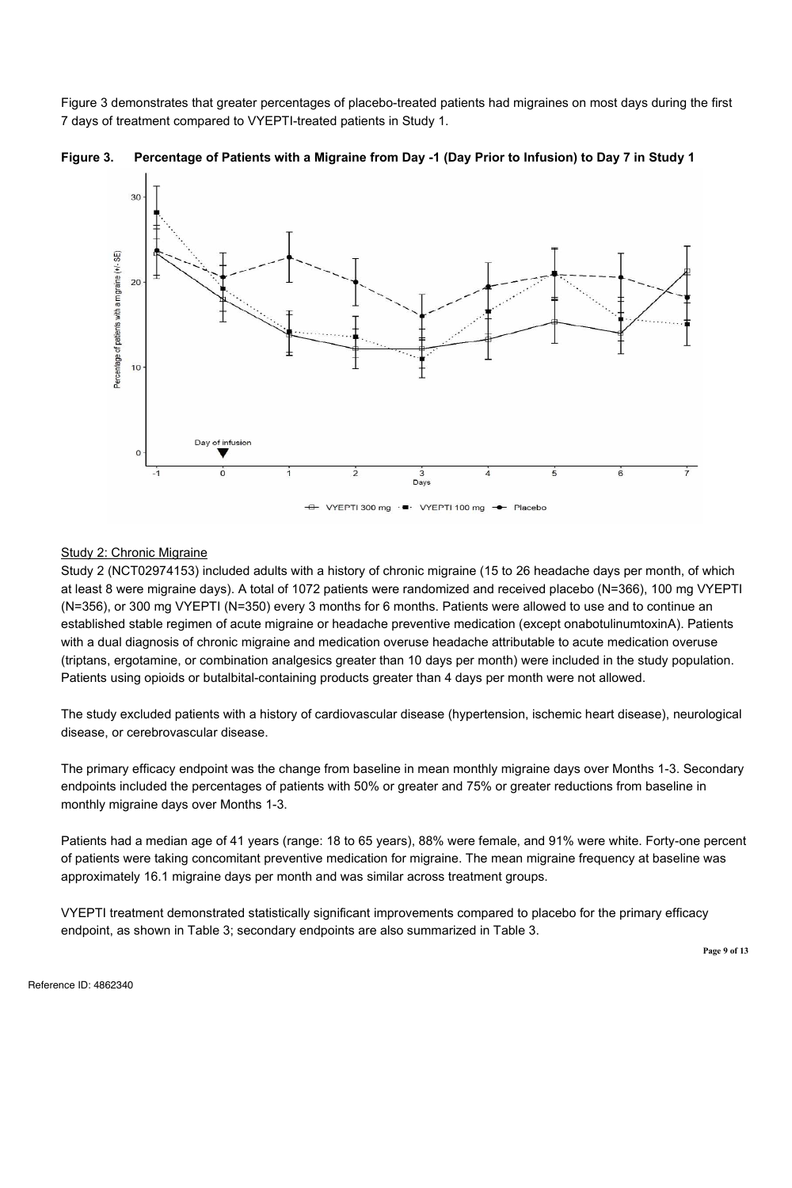Figure 3 demonstrates that greater percentages of placebo-treated patients had migraines on most days during the first 7 days of treatment compared to VYEPTI-treated patients in Study 1.

**Figure 3. Percentage of Patients with a Migraine from Day -1 (Day Prior to Infusion) to Day 7 in Study 1**

Study 2: Chronic Migraine

Study 2 (NCT02974153) included adults with a history of chronic migraine (15 to 26 headache days per month, of which at least 8 were migraine days). A total of 1072 patients were randomized and received placebo (N=366), 100 mg VYEPTI (N=356), or 300 mg VYEPTI (N=350) every 3 months for 6 months. Patients were allowed to use and to continue an established stable regimen of acute migraine or headache preventive medication (except onabotulinumtoxinA). Patients with a dual diagnosis of chronic migraine and medication overuse headache attributable to acute medication overuse (triptans, ergotamine, or combination analgesics greater than 10 days per month) were included in the study population. Patients using opioids or butalbital-containing products greater than 4 days per month were not allowed.

The study excluded patients with a history of cardiovascular disease (hypertension, ischemic heart disease), neurological disease, or cerebrovascular disease.

The primary efficacy endpoint was the change from baseline in mean monthly migraine days over Months 1-3. Secondary endpoints included the percentages of patients with 50% or greater and 75% or greater reductions from baseline in monthly migraine days over Months 1-3.

Patients had a median age of 41 years (range: 18 to 65 years), 88% were female, and 91% were white. Forty-one percent of patients were taking concomitant preventive medication for migraine. The mean migraine frequency at baseline was approximately 16.1 migraine days per month and was similar across treatment groups.

VYEPTI treatment demonstrated statistically significant improvements compared to placebo for the primary efficacy endpoint, as shown in Table 3; secondary endpoints are also summarized in Table 3.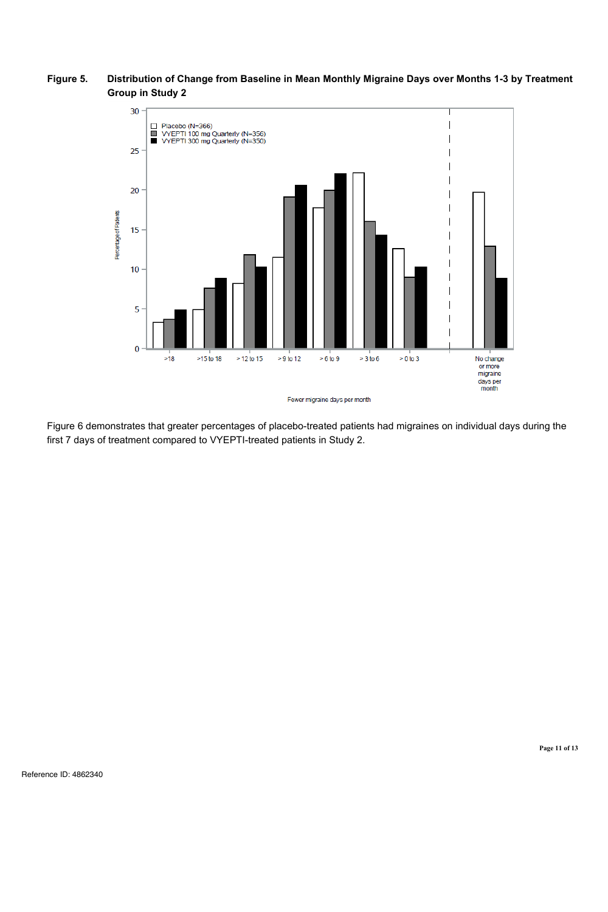**Figure 5. Distribution of Change from Baseline in Mean Monthly Migraine Days over Months 1-3 by Treatment Group in Study 2**

Figure 6 demonstrates that greater percentages of placebo-treated patients had migraines on individual days during the first 7 days of treatment compared to VYEPTI-treated patients in Study 2.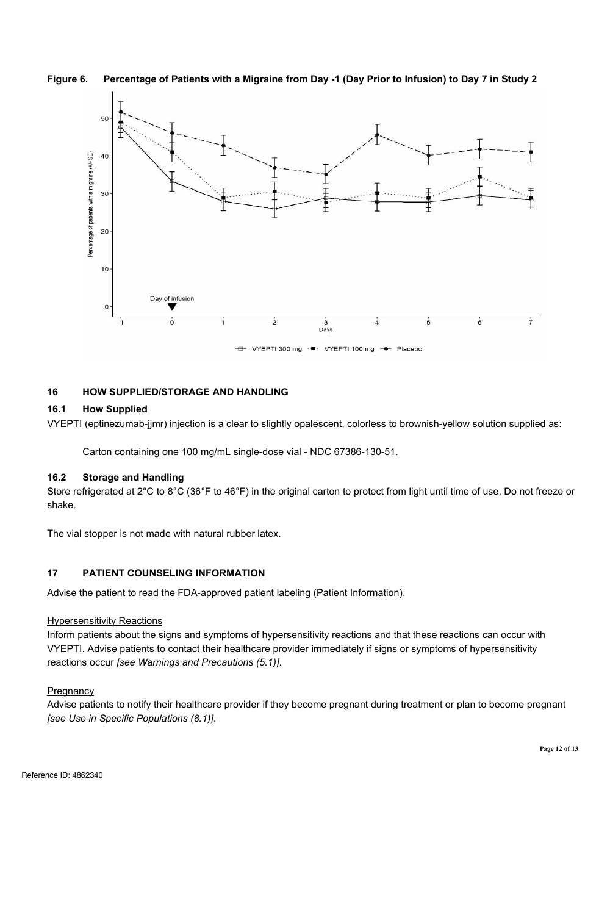**Figure 6. Percentage of Patients with a Migraine from Day -1 (Day Prior to Infusion) to Day 7 in Study 2**

## 16 HOW SUPPLIED/STORAGE AND HANDLING

### 16.1 How Supplied

VYEPTI (eptinezumab-jjmr) injection is a clear to slightly opalescent, colorless to brownish-yellow solution supplied as:

Carton containing one 100 mg/mL single-dose vial - NDC 67386-130-51.

### 16.2 Storage and Handling

Store refrigerated at 2°C to 8°C (36°F to 46°F) in the original carton to protect from light until time of use. Do not freeze or shake.

The vial stopper is not made with natural rubber latex.

## 17 PATIENT COUNSELING INFORMATION

Advise the patient to read the FDA-approved patient labeling (Patient Information).

Hypersensitivity Reactions

Inform patients about the signs and symptoms of hypersensitivity reactions and that these reactions can occur with VYEPTI. Advise patients to contact their healthcare provider immediately if signs or symptoms of hypersensitivity reactions occur *[see Warnings and Precautions (5.1)]*.

Pregnancy

Advise patients to notify their healthcare provider if they become pregnant during treatment or plan to become pregnant *[see Use in Specific Populations (8.1)]*.

Reference ID: 4862340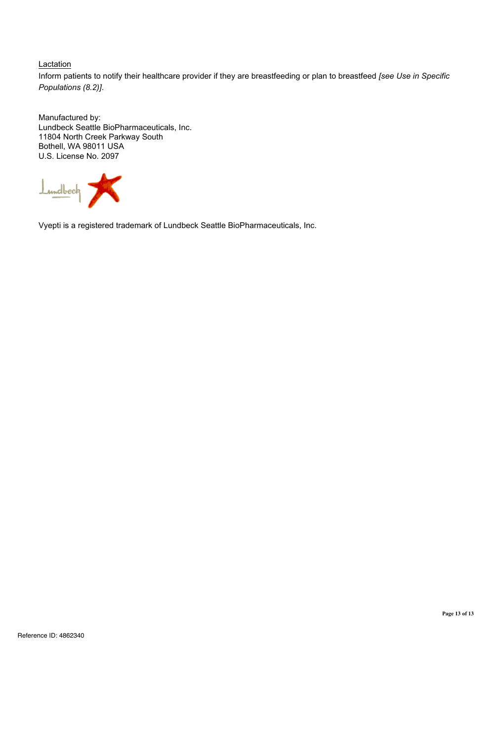Lactation

Inform patients to notify their healthcare provider if they are breastfeeding or plan to breastfeed *[see Use in Specific Populations (8.2)]*.

Manufactured by:
Lundbeck Seattle BioPharmaceuticals, Inc.
11804 North Creek Parkway South
Bothell, WA 98011 USA
U.S. License No. 2097

Vyepti is a registered trademark of Lundbeck Seattle BioPharmaceuticals, Inc.

Reference ID: 4862340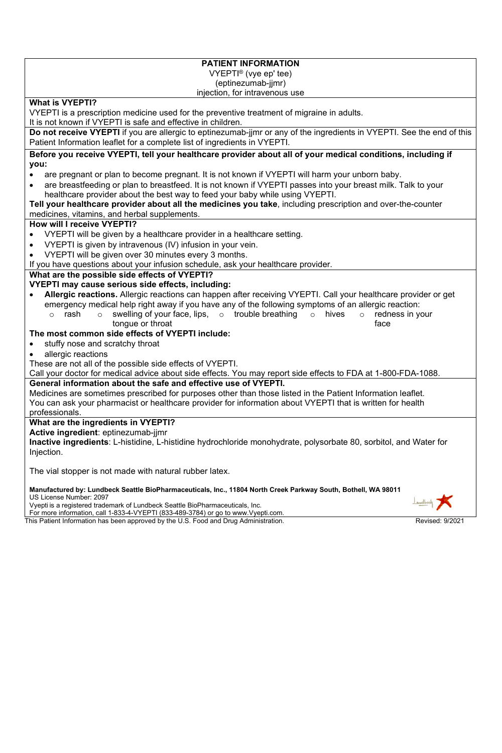# PATIENT INFORMATION

VYEPTI® (vye ep' tee)
(eptinezumab-jjmr)
injection, for intravenous use

**What is VYEPTI?**

VYEPTI is a prescription medicine used for the preventive treatment of migraine in adults.
It is not known if VYEPTI is safe and effective in children.

**Do not receive VYEPTI** if you are allergic to eptinezumab-jjmr or any of the ingredients in VYEPTI. See the end of this Patient Information leaflet for a complete list of ingredients in VYEPTI.

**Before you receive VYEPTI, tell your healthcare provider about all of your medical conditions, including if you:**

- are pregnant or plan to become pregnant. It is not known if VYEPTI will harm your unborn baby.
- are breastfeeding or plan to breastfeed. It is not known if VYEPTI passes into your breast milk. Talk to your healthcare provider about the best way to feed your baby while using VYEPTI.

**Tell your healthcare provider about all the medicines you take**, including prescription and over-the-counter medicines, vitamins, and herbal supplements.

**How will I receive VYEPTI?**

- VYEPTI will be given by a healthcare provider in a healthcare setting.
- VYEPTI is given by intravenous (IV) infusion in your vein.
- VYEPTI will be given over 30 minutes every 3 months.

If you have questions about your infusion schedule, ask your healthcare provider.

**What are the possible side effects of VYEPTI?**

**VYEPTI may cause serious side effects, including:**

- **Allergic reactions.** Allergic reactions can happen after receiving VYEPTI. Call your healthcare provider or get emergency medical help right away if you have any of the following symptoms of an allergic reaction:
  - rash
  - swelling of your face, lips, tongue or throat
  - trouble breathing
  - hives
  - redness in your face

**The most common side effects of VYEPTI include:**

- stuffy nose and scratchy throat
- allergic reactions

These are not all of the possible side effects of VYEPTI.
Call your doctor for medical advice about side effects. You may report side effects to FDA at 1-800-FDA-1088.

**General information about the safe and effective use of VYEPTI.**

Medicines are sometimes prescribed for purposes other than those listed in the Patient Information leaflet.
You can ask your pharmacist or healthcare provider for information about VYEPTI that is written for health professionals.

**What are the ingredients in VYEPTI?**

**Active ingredient**: eptinezumab-jjmr

**Inactive ingredients**: L-histidine, L-histidine hydrochloride monohydrate, polysorbate 80, sorbitol, and Water for Injection.

The vial stopper is not made with natural rubber latex.

**Manufactured by: Lundbeck Seattle BioPharmaceuticals, Inc., 11804 North Creek Parkway South, Bothell, WA 98011**
US License Number: 2097
Vyepti is a registered trademark of Lundbeck Seattle BioPharmaceuticals, Inc.
For more information, call 1-833-4-VYEPTI (833-489-3784) or go to www.Vyepti.com.

This Patient Information has been approved by the U.S. Food and Drug Administration. Revised: 9/2021